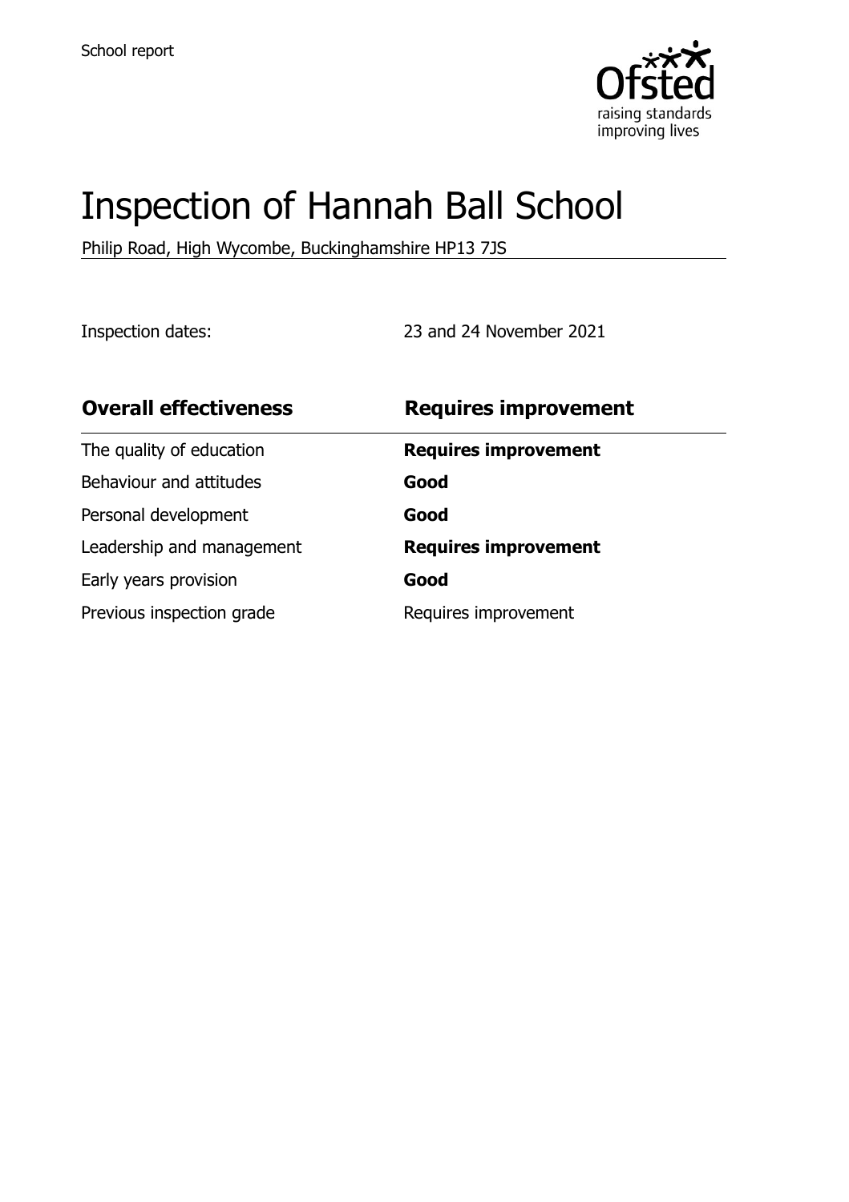School report

# Inspection of Hannah Ball School

Philip Road, High Wycombe, Buckinghamshire HP13 7JS

Inspection dates: 23 and 24 November 2021

| Overall effectiveness | Requires improvement |
| --- | --- |
| The quality of education | **Requires improvement** |
| Behaviour and attitudes | **Good** |
| Personal development | **Good** |
| Leadership and management | **Requires improvement** |
| Early years provision | **Good** |
| Previous inspection grade | Requires improvement |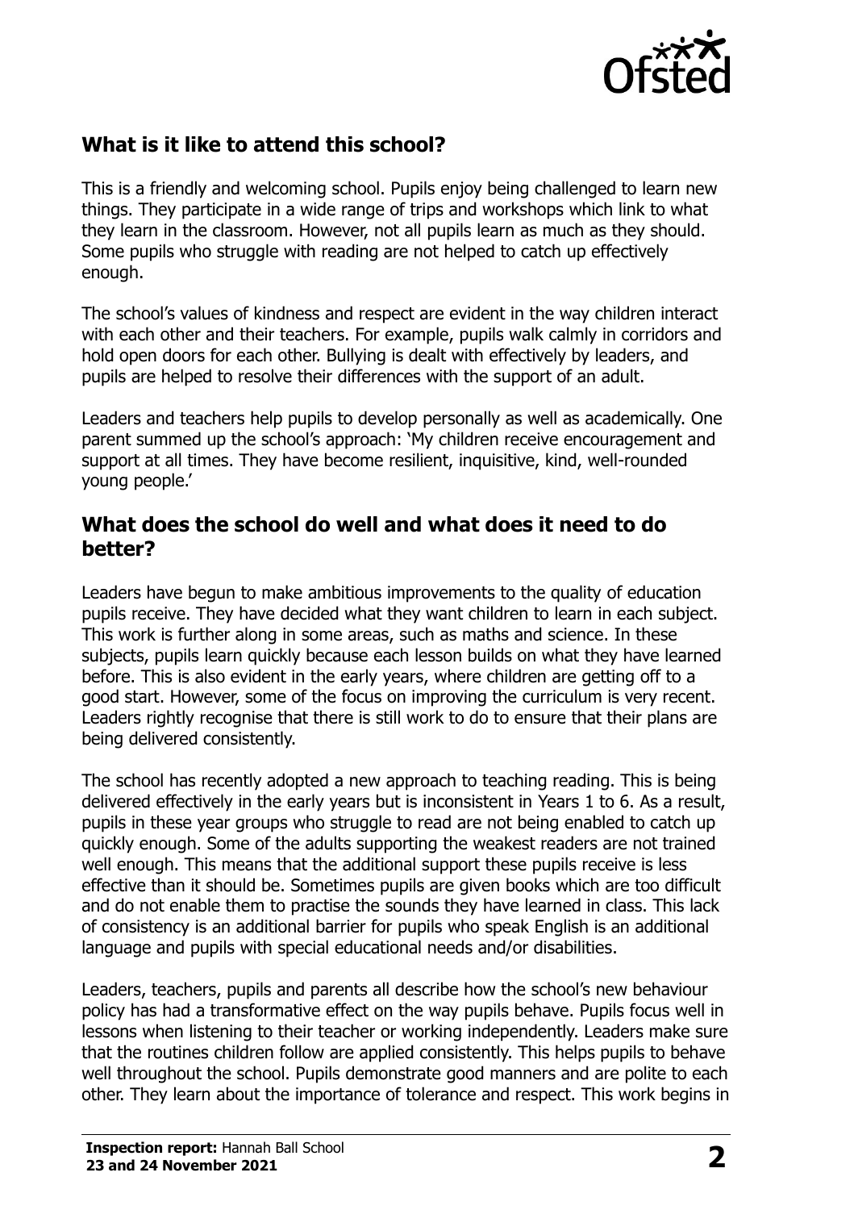## What is it like to attend this school?

This is a friendly and welcoming school. Pupils enjoy being challenged to learn new things. They participate in a wide range of trips and workshops which link to what they learn in the classroom. However, not all pupils learn as much as they should. Some pupils who struggle with reading are not helped to catch up effectively enough.

The school's values of kindness and respect are evident in the way children interact with each other and their teachers. For example, pupils walk calmly in corridors and hold open doors for each other. Bullying is dealt with effectively by leaders, and pupils are helped to resolve their differences with the support of an adult.

Leaders and teachers help pupils to develop personally as well as academically. One parent summed up the school's approach: 'My children receive encouragement and support at all times. They have become resilient, inquisitive, kind, well-rounded young people.'

## What does the school do well and what does it need to do better?

Leaders have begun to make ambitious improvements to the quality of education pupils receive. They have decided what they want children to learn in each subject. This work is further along in some areas, such as maths and science. In these subjects, pupils learn quickly because each lesson builds on what they have learned before. This is also evident in the early years, where children are getting off to a good start. However, some of the focus on improving the curriculum is very recent. Leaders rightly recognise that there is still work to do to ensure that their plans are being delivered consistently.

The school has recently adopted a new approach to teaching reading. This is being delivered effectively in the early years but is inconsistent in Years 1 to 6. As a result, pupils in these year groups who struggle to read are not being enabled to catch up quickly enough. Some of the adults supporting the weakest readers are not trained well enough. This means that the additional support these pupils receive is less effective than it should be. Sometimes pupils are given books which are too difficult and do not enable them to practise the sounds they have learned in class. This lack of consistency is an additional barrier for pupils who speak English is an additional language and pupils with special educational needs and/or disabilities.

Leaders, teachers, pupils and parents all describe how the school's new behaviour policy has had a transformative effect on the way pupils behave. Pupils focus well in lessons when listening to their teacher or working independently. Leaders make sure that the routines children follow are applied consistently. This helps pupils to behave well throughout the school. Pupils demonstrate good manners and are polite to each other. They learn about the importance of tolerance and respect. This work begins in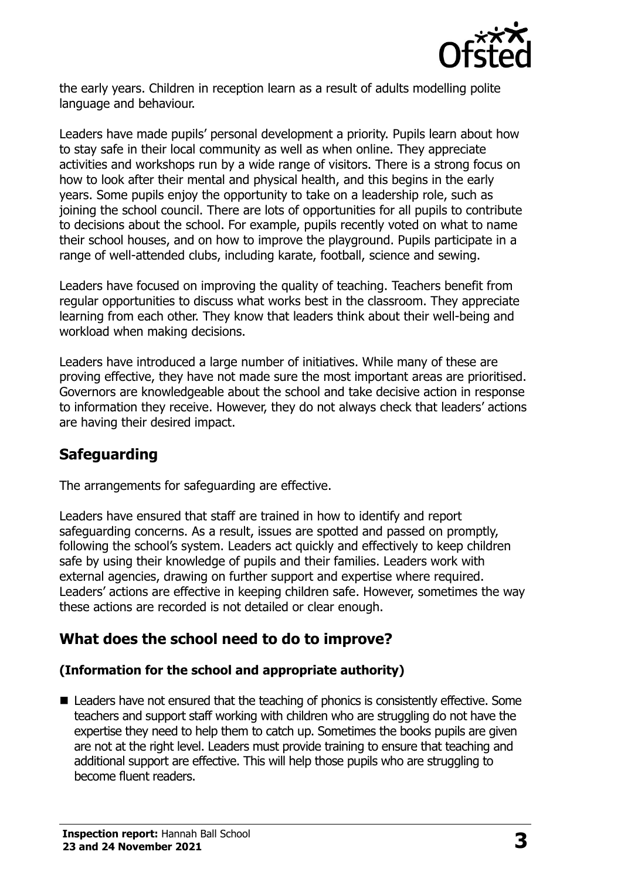the early years. Children in reception learn as a result of adults modelling polite language and behaviour.

Leaders have made pupils' personal development a priority. Pupils learn about how to stay safe in their local community as well as when online. They appreciate activities and workshops run by a wide range of visitors. There is a strong focus on how to look after their mental and physical health, and this begins in the early years. Some pupils enjoy the opportunity to take on a leadership role, such as joining the school council. There are lots of opportunities for all pupils to contribute to decisions about the school. For example, pupils recently voted on what to name their school houses, and on how to improve the playground. Pupils participate in a range of well-attended clubs, including karate, football, science and sewing.

Leaders have focused on improving the quality of teaching. Teachers benefit from regular opportunities to discuss what works best in the classroom. They appreciate learning from each other. They know that leaders think about their well-being and workload when making decisions.

Leaders have introduced a large number of initiatives. While many of these are proving effective, they have not made sure the most important areas are prioritised. Governors are knowledgeable about the school and take decisive action in response to information they receive. However, they do not always check that leaders' actions are having their desired impact.

## Safeguarding

The arrangements for safeguarding are effective.

Leaders have ensured that staff are trained in how to identify and report safeguarding concerns. As a result, issues are spotted and passed on promptly, following the school's system. Leaders act quickly and effectively to keep children safe by using their knowledge of pupils and their families. Leaders work with external agencies, drawing on further support and expertise where required. Leaders' actions are effective in keeping children safe. However, sometimes the way these actions are recorded is not detailed or clear enough.

## What does the school need to do to improve?

### (Information for the school and appropriate authority)

- Leaders have not ensured that the teaching of phonics is consistently effective. Some teachers and support staff working with children who are struggling do not have the expertise they need to help them to catch up. Sometimes the books pupils are given are not at the right level. Leaders must provide training to ensure that teaching and additional support are effective. This will help those pupils who are struggling to become fluent readers.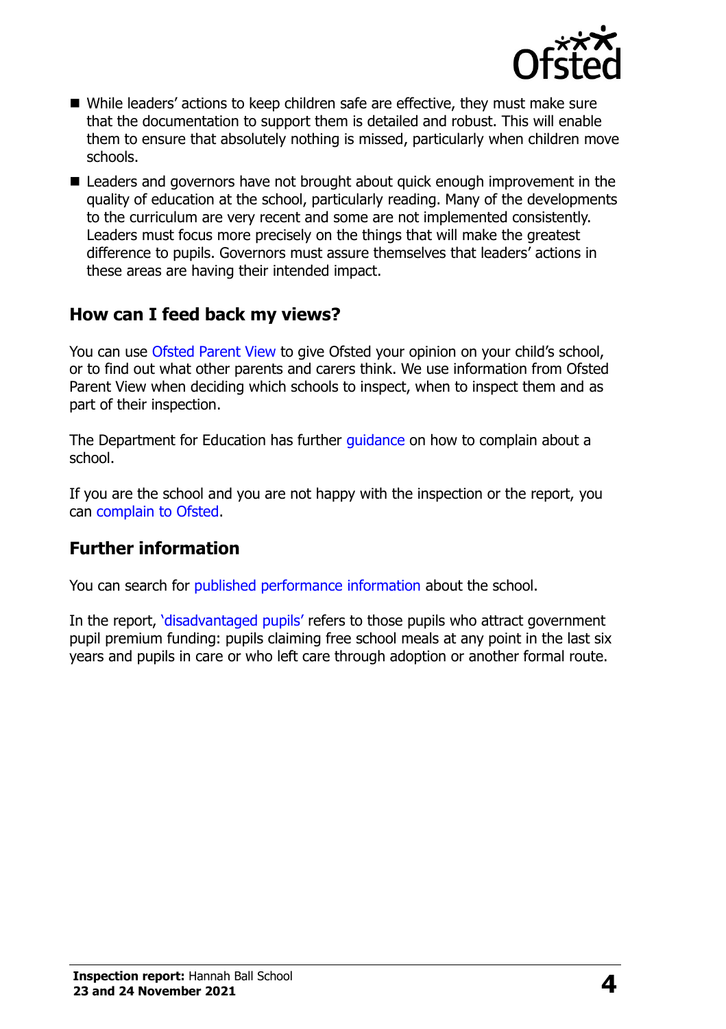- While leaders' actions to keep children safe are effective, they must make sure that the documentation to support them is detailed and robust. This will enable them to ensure that absolutely nothing is missed, particularly when children move schools.
- Leaders and governors have not brought about quick enough improvement in the quality of education at the school, particularly reading. Many of the developments to the curriculum are very recent and some are not implemented consistently. Leaders must focus more precisely on the things that will make the greatest difference to pupils. Governors must assure themselves that leaders' actions in these areas are having their intended impact.

## How can I feed back my views?

You can use Ofsted Parent View to give Ofsted your opinion on your child's school, or to find out what other parents and carers think. We use information from Ofsted Parent View when deciding which schools to inspect, when to inspect them and as part of their inspection.

The Department for Education has further guidance on how to complain about a school.

If you are the school and you are not happy with the inspection or the report, you can complain to Ofsted.

## Further information

You can search for published performance information about the school.

In the report, 'disadvantaged pupils' refers to those pupils who attract government pupil premium funding: pupils claiming free school meals at any point in the last six years and pupils in care or who left care through adoption or another formal route.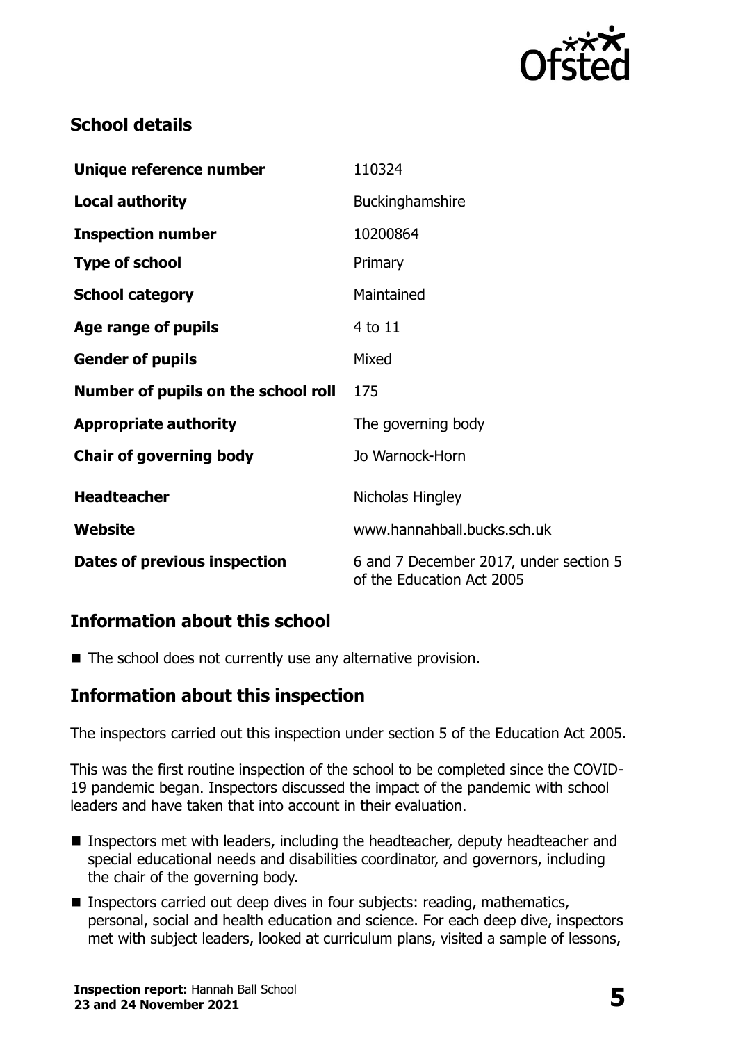## School details

| Unique reference number | 110324 |
| --- | --- |
| **Local authority** | Buckinghamshire |
| **Inspection number** | 10200864 |
| **Type of school** | Primary |
| **School category** | Maintained |
| **Age range of pupils** | 4 to 11 |
| **Gender of pupils** | Mixed |
| **Number of pupils on the school roll** | 175 |
| **Appropriate authority** | The governing body |
| **Chair of governing body** | Jo Warnock-Horn |
| **Headteacher** | Nicholas Hingley |
| **Website** | www.hannahball.bucks.sch.uk |
| **Dates of previous inspection** | 6 and 7 December 2017, under section 5 of the Education Act 2005 |

## Information about this school

- The school does not currently use any alternative provision.

## Information about this inspection

The inspectors carried out this inspection under section 5 of the Education Act 2005.

This was the first routine inspection of the school to be completed since the COVID-19 pandemic began. Inspectors discussed the impact of the pandemic with school leaders and have taken that into account in their evaluation.

- Inspectors met with leaders, including the headteacher, deputy headteacher and special educational needs and disabilities coordinator, and governors, including the chair of the governing body.
- Inspectors carried out deep dives in four subjects: reading, mathematics, personal, social and health education and science. For each deep dive, inspectors met with subject leaders, looked at curriculum plans, visited a sample of lessons,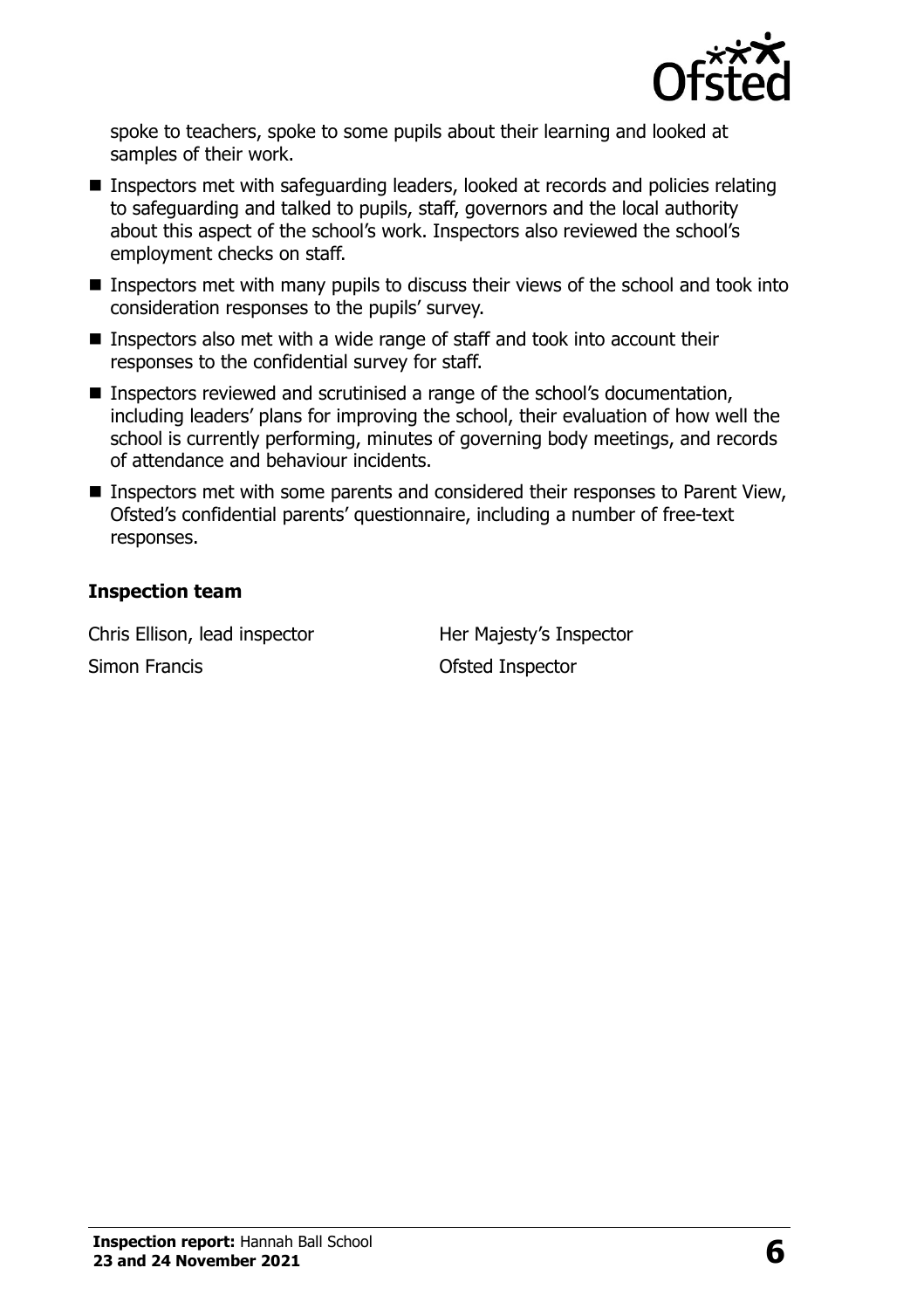spoke to teachers, spoke to some pupils about their learning and looked at samples of their work.

- Inspectors met with safeguarding leaders, looked at records and policies relating to safeguarding and talked to pupils, staff, governors and the local authority about this aspect of the school's work. Inspectors also reviewed the school's employment checks on staff.
- Inspectors met with many pupils to discuss their views of the school and took into consideration responses to the pupils' survey.
- Inspectors also met with a wide range of staff and took into account their responses to the confidential survey for staff.
- Inspectors reviewed and scrutinised a range of the school's documentation, including leaders' plans for improving the school, their evaluation of how well the school is currently performing, minutes of governing body meetings, and records of attendance and behaviour incidents.
- Inspectors met with some parents and considered their responses to Parent View, Ofsted's confidential parents' questionnaire, including a number of free-text responses.

### Inspection team

| | |
|---|---|
| Chris Ellison, lead inspector | Her Majesty's Inspector |
| Simon Francis | Ofsted Inspector |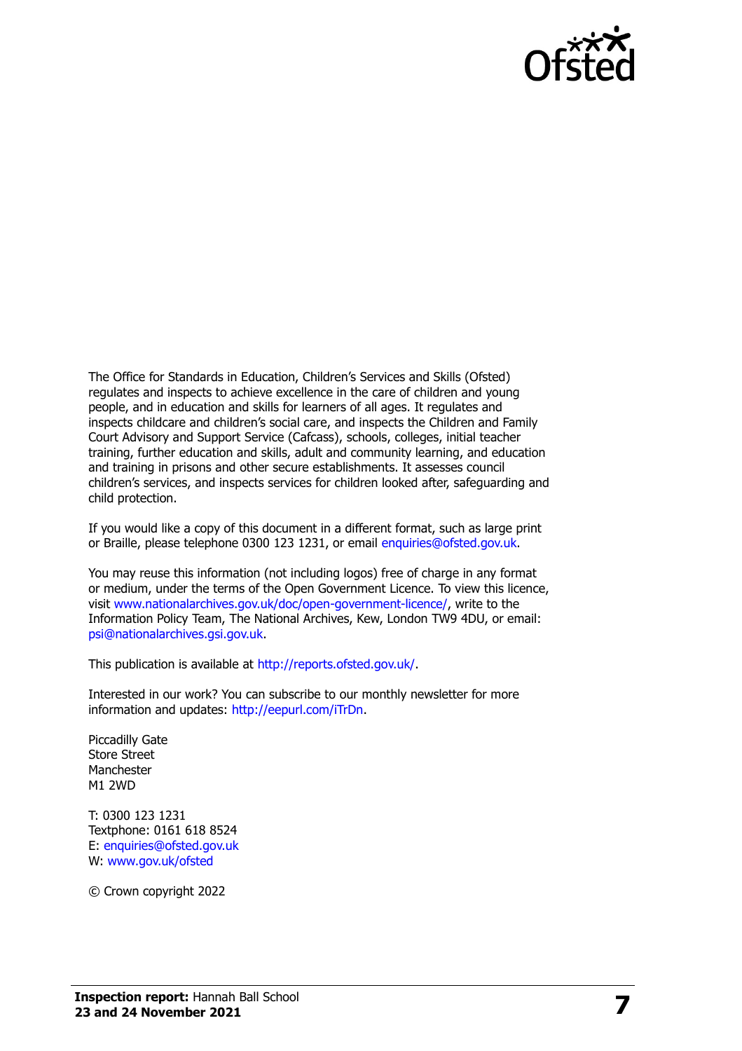The Office for Standards in Education, Children's Services and Skills (Ofsted) regulates and inspects to achieve excellence in the care of children and young people, and in education and skills for learners of all ages. It regulates and inspects childcare and children's social care, and inspects the Children and Family Court Advisory and Support Service (Cafcass), schools, colleges, initial teacher training, further education and skills, adult and community learning, and education and training in prisons and other secure establishments. It assesses council children's services, and inspects services for children looked after, safeguarding and child protection.

If you would like a copy of this document in a different format, such as large print or Braille, please telephone 0300 123 1231, or email enquiries@ofsted.gov.uk.

You may reuse this information (not including logos) free of charge in any format or medium, under the terms of the Open Government Licence. To view this licence, visit www.nationalarchives.gov.uk/doc/open-government-licence/, write to the Information Policy Team, The National Archives, Kew, London TW9 4DU, or email: psi@nationalarchives.gsi.gov.uk.

This publication is available at http://reports.ofsted.gov.uk/.

Interested in our work? You can subscribe to our monthly newsletter for more information and updates: http://eepurl.com/iTrDn.

Piccadilly Gate
Store Street
Manchester
M1 2WD

T: 0300 123 1231
Textphone: 0161 618 8524
E: enquiries@ofsted.gov.uk
W: www.gov.uk/ofsted

© Crown copyright 2022